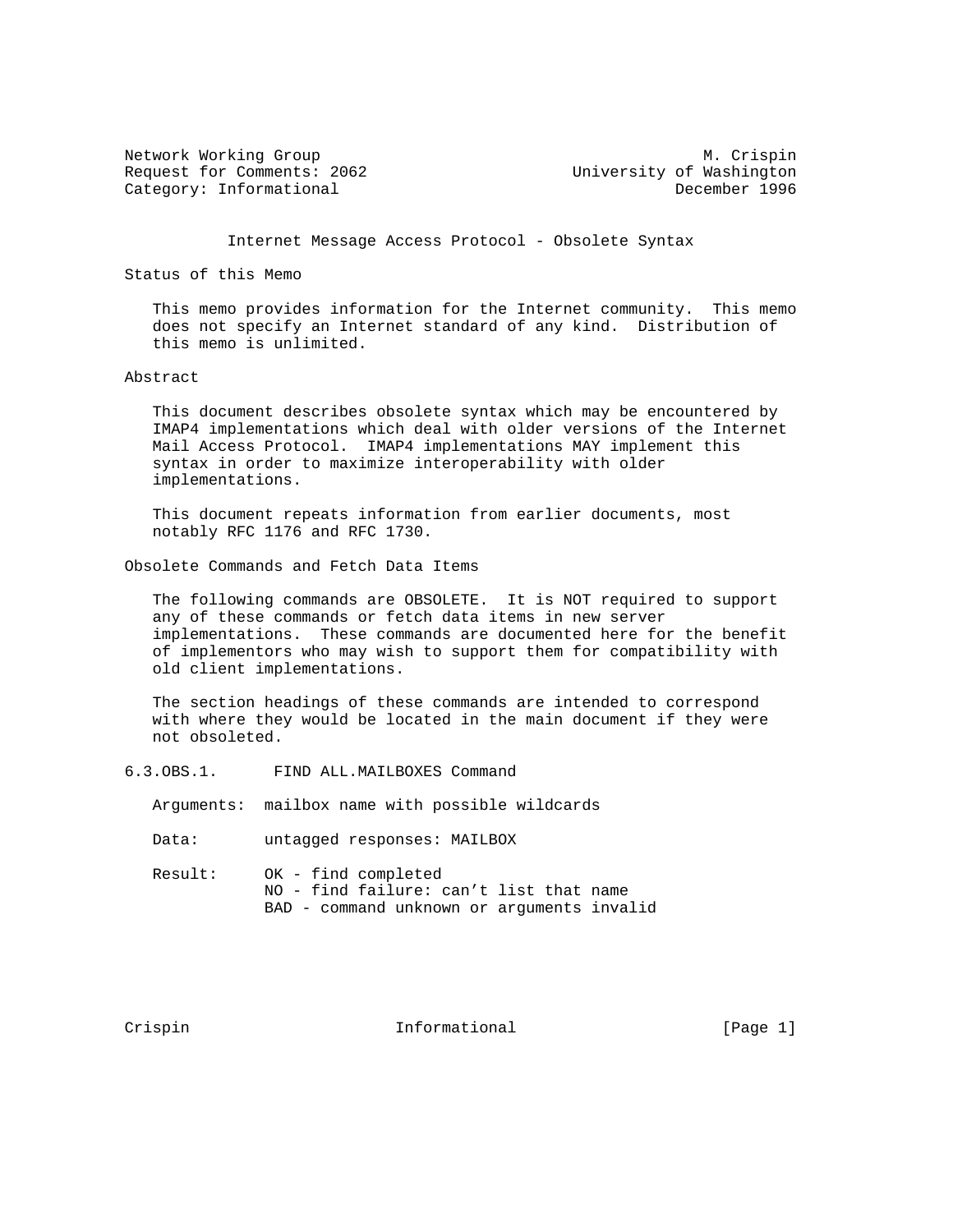Network Working Group M. Crispin
Request for Comments: 2062 University of Washington
Category: Informational December 1996

# Internet Message Access Protocol - Obsolete Syntax

## Status of this Memo

This memo provides information for the Internet community. This memo does not specify an Internet standard of any kind. Distribution of this memo is unlimited.

## Abstract

This document describes obsolete syntax which may be encountered by IMAP4 implementations which deal with older versions of the Internet Mail Access Protocol. IMAP4 implementations MAY implement this syntax in order to maximize interoperability with older implementations.

This document repeats information from earlier documents, most notably RFC 1176 and RFC 1730.

## Obsolete Commands and Fetch Data Items

The following commands are OBSOLETE. It is NOT required to support any of these commands or fetch data items in new server implementations. These commands are documented here for the benefit of implementors who may wish to support them for compatibility with old client implementations.

The section headings of these commands are intended to correspond with where they would be located in the main document if they were not obsoleted.

### 6.3.OBS.1. FIND ALL.MAILBOXES Command

Arguments: mailbox name with possible wildcards

Data: untagged responses: MAILBOX

Result: OK - find completed
NO - find failure: can't list that name
BAD - command unknown or arguments invalid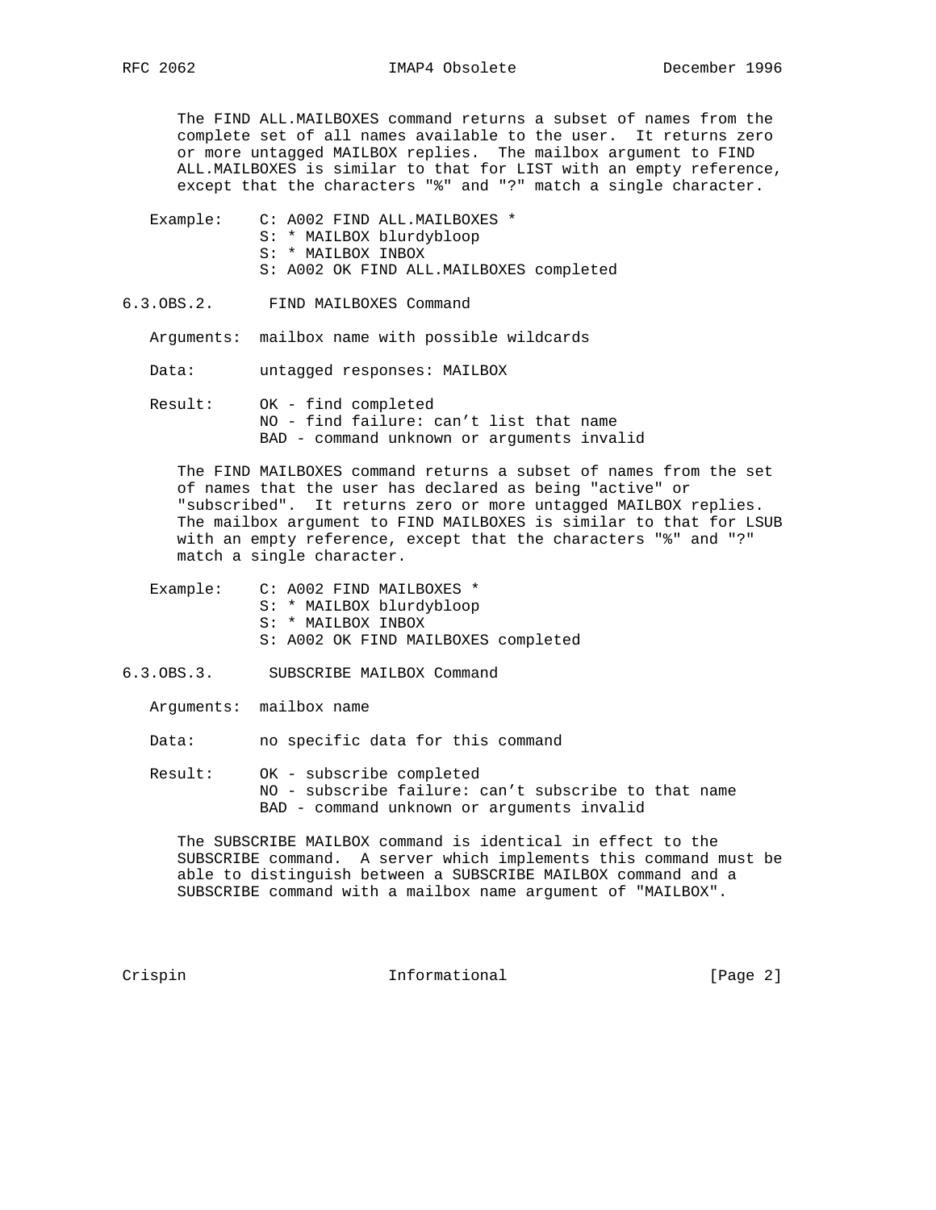The FIND ALL.MAILBOXES command returns a subset of names from the complete set of all names available to the user. It returns zero or more untagged MAILBOX replies. The mailbox argument to FIND ALL.MAILBOXES is similar to that for LIST with an empty reference, except that the characters "%" and "?" match a single character.

```
Example:    C: A002 FIND ALL.MAILBOXES *
            S: * MAILBOX blurdybloop
            S: * MAILBOX INBOX
            S: A002 OK FIND ALL.MAILBOXES completed
```

### 6.3.OBS.2. FIND MAILBOXES Command

```
Arguments:  mailbox name with possible wildcards

Data:       untagged responses: MAILBOX

Result:     OK - find completed
            NO - find failure: can't list that name
            BAD - command unknown or arguments invalid
```

The FIND MAILBOXES command returns a subset of names from the set of names that the user has declared as being "active" or "subscribed". It returns zero or more untagged MAILBOX replies. The mailbox argument to FIND MAILBOXES is similar to that for LSUB with an empty reference, except that the characters "%" and "?" match a single character.

```
Example:    C: A002 FIND MAILBOXES *
            S: * MAILBOX blurdybloop
            S: * MAILBOX INBOX
            S: A002 OK FIND MAILBOXES completed
```

### 6.3.OBS.3. SUBSCRIBE MAILBOX Command

```
Arguments:  mailbox name

Data:       no specific data for this command

Result:     OK - subscribe completed
            NO - subscribe failure: can't subscribe to that name
            BAD - command unknown or arguments invalid
```

The SUBSCRIBE MAILBOX command is identical in effect to the SUBSCRIBE command. A server which implements this command must be able to distinguish between a SUBSCRIBE MAILBOX command and a SUBSCRIBE command with a mailbox name argument of "MAILBOX".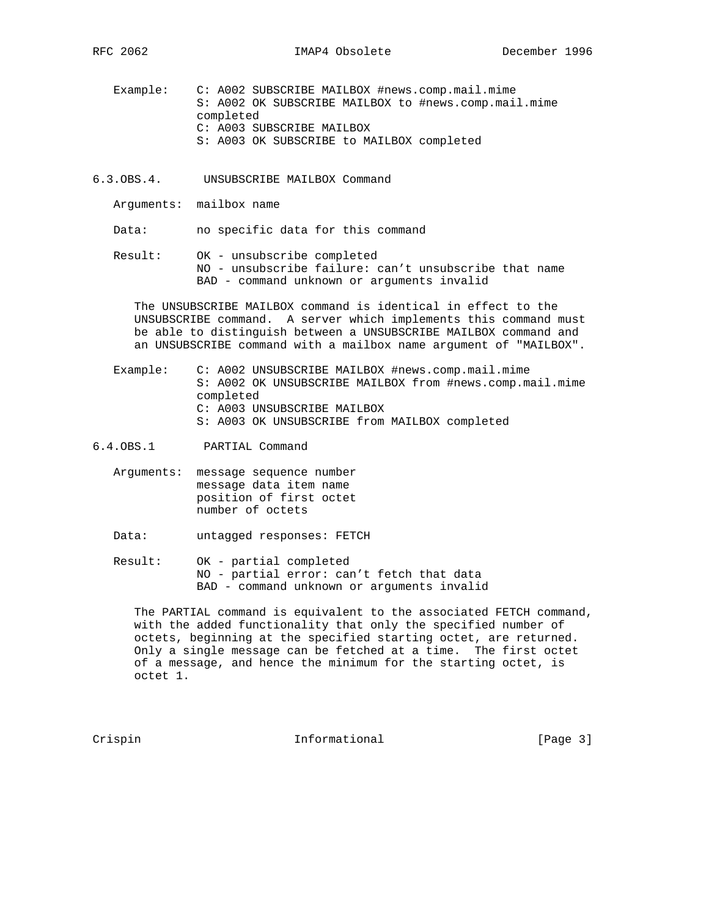Example:

```
C: A002 SUBSCRIBE MAILBOX #news.comp.mail.mime
S: A002 OK SUBSCRIBE MAILBOX to #news.comp.mail.mime
completed
C: A003 SUBSCRIBE MAILBOX
S: A003 OK SUBSCRIBE to MAILBOX completed
```

### 6.3.OBS.4. UNSUBSCRIBE MAILBOX Command

Arguments: mailbox name

Data: no specific data for this command

Result: OK - unsubscribe completed
NO - unsubscribe failure: can't unsubscribe that name
BAD - command unknown or arguments invalid

The UNSUBSCRIBE MAILBOX command is identical in effect to the UNSUBSCRIBE command. A server which implements this command must be able to distinguish between a UNSUBSCRIBE MAILBOX command and an UNSUBSCRIBE command with a mailbox name argument of "MAILBOX".

Example:

```
C: A002 UNSUBSCRIBE MAILBOX #news.comp.mail.mime
S: A002 OK UNSUBSCRIBE MAILBOX from #news.comp.mail.mime
completed
C: A003 UNSUBSCRIBE MAILBOX
S: A003 OK UNSUBSCRIBE from MAILBOX completed
```

### 6.4.OBS.1 PARTIAL Command

Arguments: message sequence number
message data item name
position of first octet
number of octets

Data: untagged responses: FETCH

Result: OK - partial completed
NO - partial error: can't fetch that data
BAD - command unknown or arguments invalid

The PARTIAL command is equivalent to the associated FETCH command, with the added functionality that only the specified number of octets, beginning at the specified starting octet, are returned. Only a single message can be fetched at a time. The first octet of a message, and hence the minimum for the starting octet, is octet 1.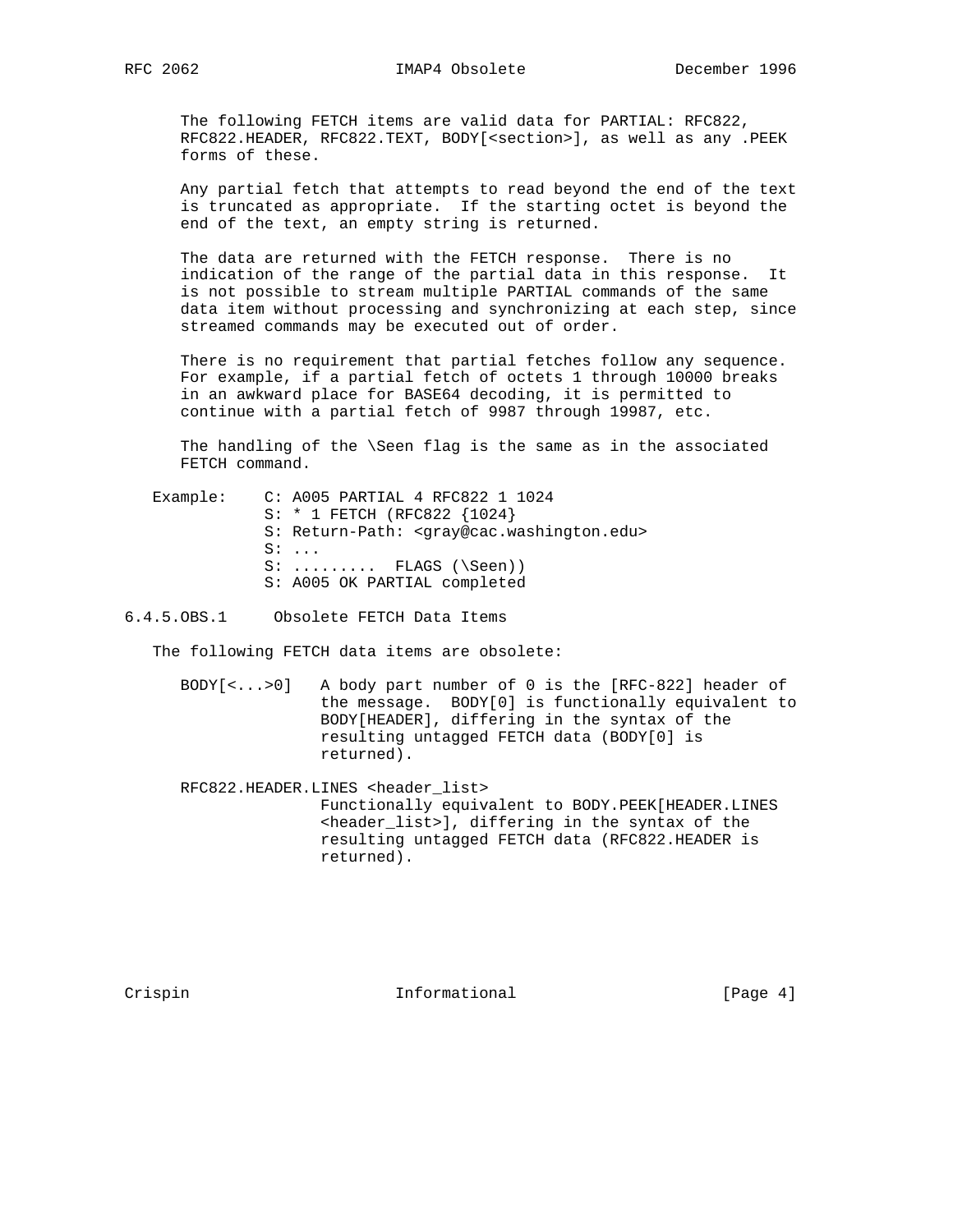The following FETCH items are valid data for PARTIAL: RFC822, RFC822.HEADER, RFC822.TEXT, BODY[<section>], as well as any .PEEK forms of these.

Any partial fetch that attempts to read beyond the end of the text is truncated as appropriate. If the starting octet is beyond the end of the text, an empty string is returned.

The data are returned with the FETCH response. There is no indication of the range of the partial data in this response. It is not possible to stream multiple PARTIAL commands of the same data item without processing and synchronizing at each step, since streamed commands may be executed out of order.

There is no requirement that partial fetches follow any sequence. For example, if a partial fetch of octets 1 through 10000 breaks in an awkward place for BASE64 decoding, it is permitted to continue with a partial fetch of 9987 through 19987, etc.

The handling of the \Seen flag is the same as in the associated FETCH command.

Example:

```
C: A005 PARTIAL 4 RFC822 1 1024
S: * 1 FETCH (RFC822 {1024}
S: Return-Path: <gray@cac.washington.edu>
S: ...
S: .........  FLAGS (\Seen))
S: A005 OK PARTIAL completed
```

### 6.4.5.OBS.1 Obsolete FETCH Data Items

The following FETCH data items are obsolete:

BODY[<...>0]
: A body part number of 0 is the [RFC-822] header of the message. BODY[0] is functionally equivalent to BODY[HEADER], differing in the syntax of the resulting untagged FETCH data (BODY[0] is returned).

RFC822.HEADER.LINES <header_list>
: Functionally equivalent to BODY.PEEK[HEADER.LINES <header_list>], differing in the syntax of the resulting untagged FETCH data (RFC822.HEADER is returned).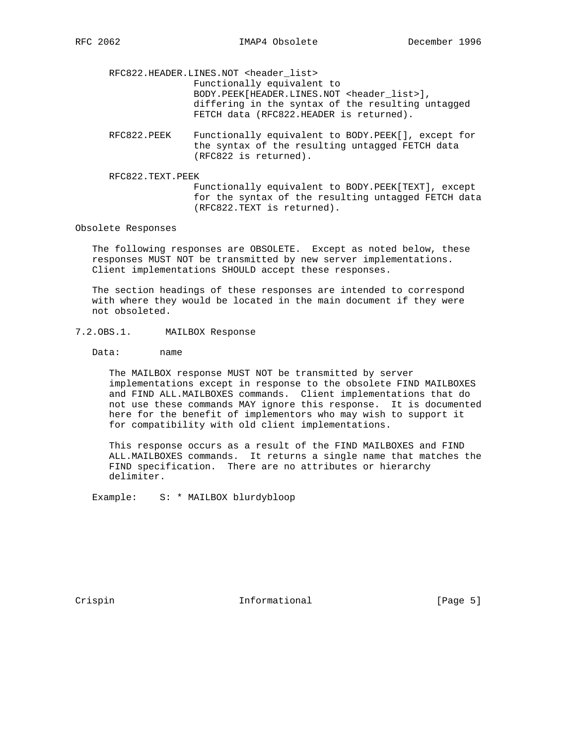RFC822.HEADER.LINES.NOT <header_list>
Functionally equivalent to BODY.PEEK[HEADER.LINES.NOT <header_list>], differing in the syntax of the resulting untagged FETCH data (RFC822.HEADER is returned).

RFC822.PEEK
Functionally equivalent to BODY.PEEK[], except for the syntax of the resulting untagged FETCH data (RFC822 is returned).

RFC822.TEXT.PEEK
Functionally equivalent to BODY.PEEK[TEXT], except for the syntax of the resulting untagged FETCH data (RFC822.TEXT is returned).

## Obsolete Responses

The following responses are OBSOLETE. Except as noted below, these responses MUST NOT be transmitted by new server implementations. Client implementations SHOULD accept these responses.

The section headings of these responses are intended to correspond with where they would be located in the main document if they were not obsoleted.

### 7.2.OBS.1. MAILBOX Response

Data: name

The MAILBOX response MUST NOT be transmitted by server implementations except in response to the obsolete FIND MAILBOXES and FIND ALL.MAILBOXES commands. Client implementations that do not use these commands MAY ignore this response. It is documented here for the benefit of implementors who may wish to support it for compatibility with old client implementations.

This response occurs as a result of the FIND MAILBOXES and FIND ALL.MAILBOXES commands. It returns a single name that matches the FIND specification. There are no attributes or hierarchy delimiter.

Example:

```
S: * MAILBOX blurdybloop
```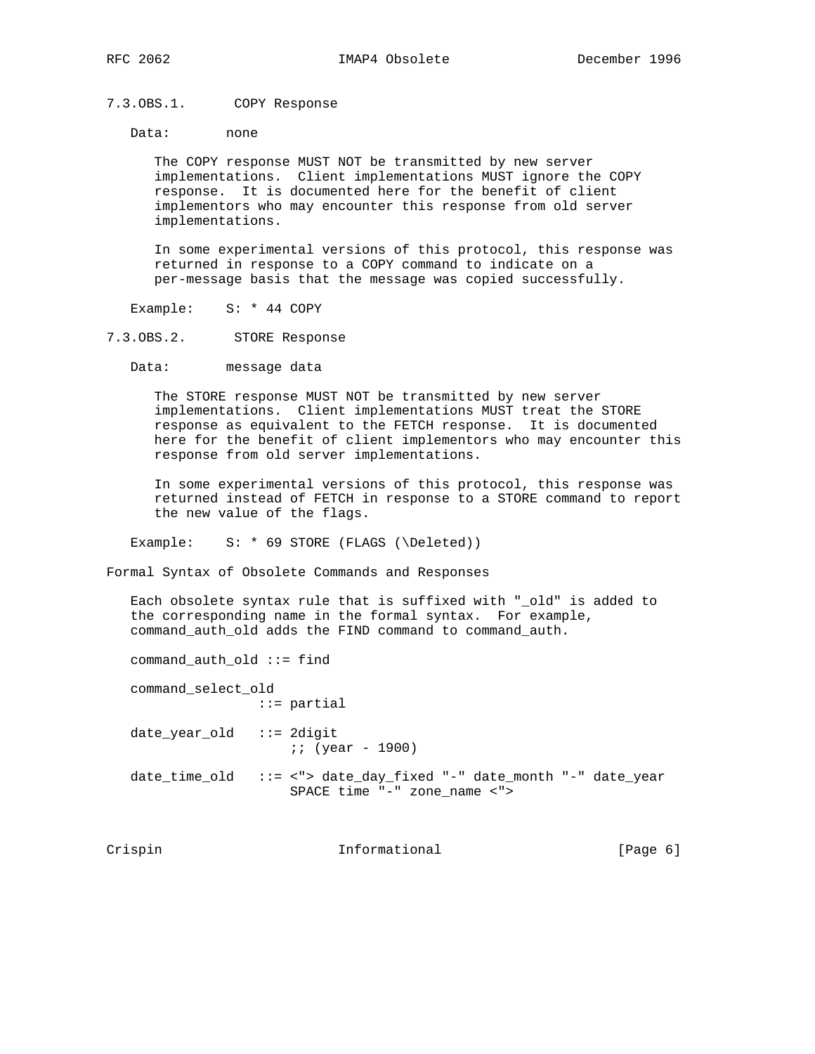### 7.3.OBS.1. COPY Response

Data: none

The COPY response MUST NOT be transmitted by new server implementations. Client implementations MUST ignore the COPY response. It is documented here for the benefit of client implementors who may encounter this response from old server implementations.

In some experimental versions of this protocol, this response was returned in response to a COPY command to indicate on a per-message basis that the message was copied successfully.

Example:

```
S: * 44 COPY
```

### 7.3.OBS.2. STORE Response

Data: message data

The STORE response MUST NOT be transmitted by new server implementations. Client implementations MUST treat the STORE response as equivalent to the FETCH response. It is documented here for the benefit of client implementors who may encounter this response from old server implementations.

In some experimental versions of this protocol, this response was returned instead of FETCH in response to a STORE command to report the new value of the flags.

Example:

```
S: * 69 STORE (FLAGS (\Deleted))
```

## Formal Syntax of Obsolete Commands and Responses

Each obsolete syntax rule that is suffixed with "_old" is added to the corresponding name in the formal syntax. For example, command_auth_old adds the FIND command to command_auth.

```
command_auth_old ::= find

command_select_old
                ::= partial

date_year_old   ::= 2digit
                    ;; (year - 1900)

date_time_old   ::= <"> date_day_fixed "-" date_month "-" date_year
                    SPACE time "-" zone_name <">
```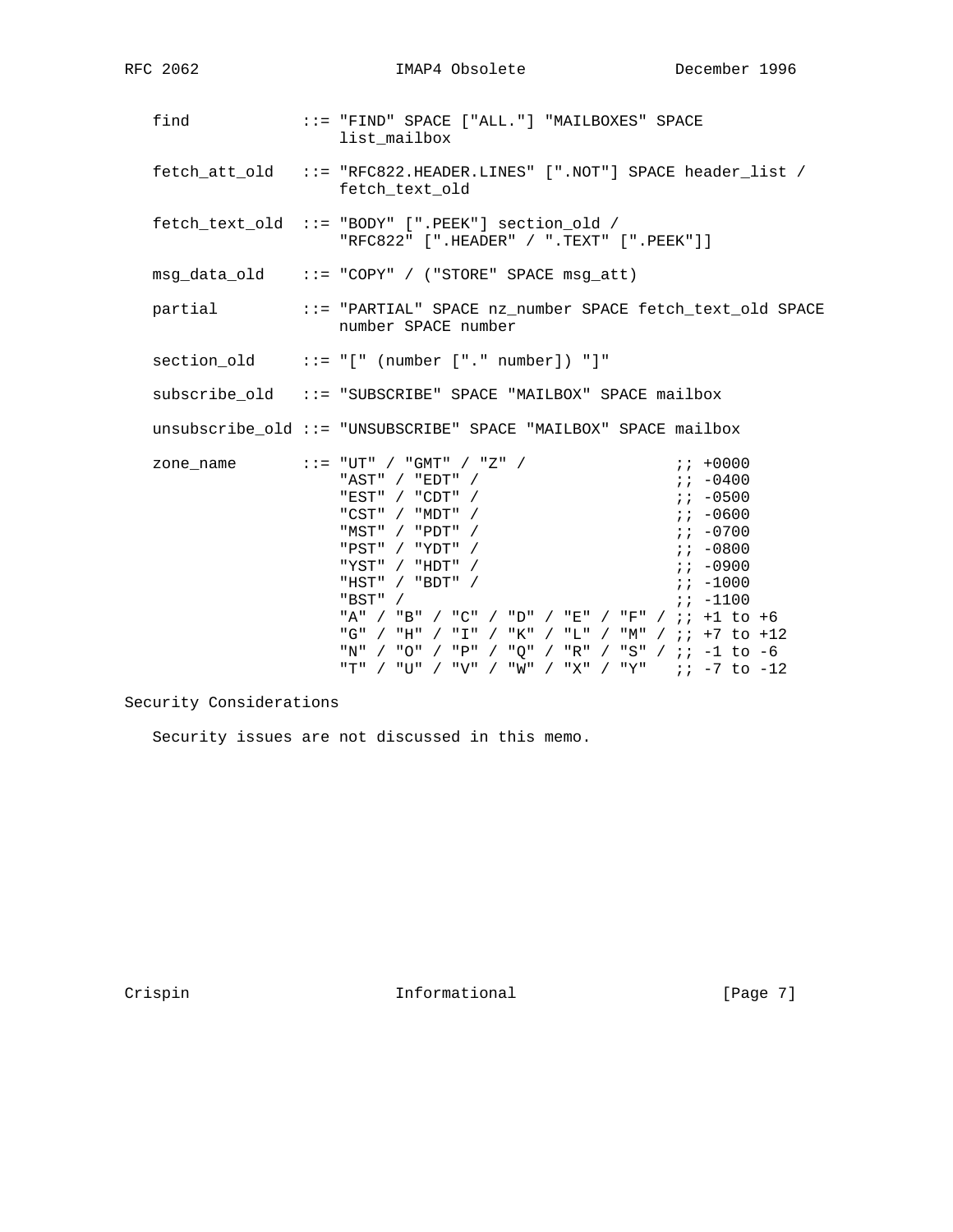```
   find            ::= "FIND" SPACE ["ALL."] "MAILBOXES" SPACE
                       list_mailbox

   fetch_att_old   ::= "RFC822.HEADER.LINES" [".NOT"] SPACE header_list /
                       fetch_text_old

   fetch_text_old  ::= "BODY" [".PEEK"] section_old /
                       "RFC822" [".HEADER" / ".TEXT" [".PEEK"]]

   msg_data_old    ::= "COPY" / ("STORE" SPACE msg_att)

   partial         ::= "PARTIAL" SPACE nz_number SPACE fetch_text_old SPACE
                       number SPACE number

   section_old     ::= "[" (number ["." number]) "]"

   subscribe_old   ::= "SUBSCRIBE" SPACE "MAILBOX" SPACE mailbox

   unsubscribe_old ::= "UNSUBSCRIBE" SPACE "MAILBOX" SPACE mailbox

   zone_name       ::= "UT" / "GMT" / "Z" /               ;; +0000
                       "AST" / "EDT" /                    ;; -0400
                       "EST" / "CDT" /                    ;; -0500
                       "CST" / "MDT" /                    ;; -0600
                       "MST" / "PDT" /                    ;; -0700
                       "PST" / "YDT" /                    ;; -0800
                       "YST" / "HDT" /                    ;; -0900
                       "HST" / "BDT" /                    ;; -1000
                       "BST" /                            ;; -1100
                       "A" / "B" / "C" / "D" / "E" / "F" / ;; +1 to +6
                       "G" / "H" / "I" / "K" / "L" / "M" / ;; +7 to +12
                       "N" / "O" / "P" / "Q" / "R" / "S" / ;; -1 to -6
                       "T" / "U" / "V" / "W" / "X" / "Y"   ;; -7 to -12
```

## Security Considerations

Security issues are not discussed in this memo.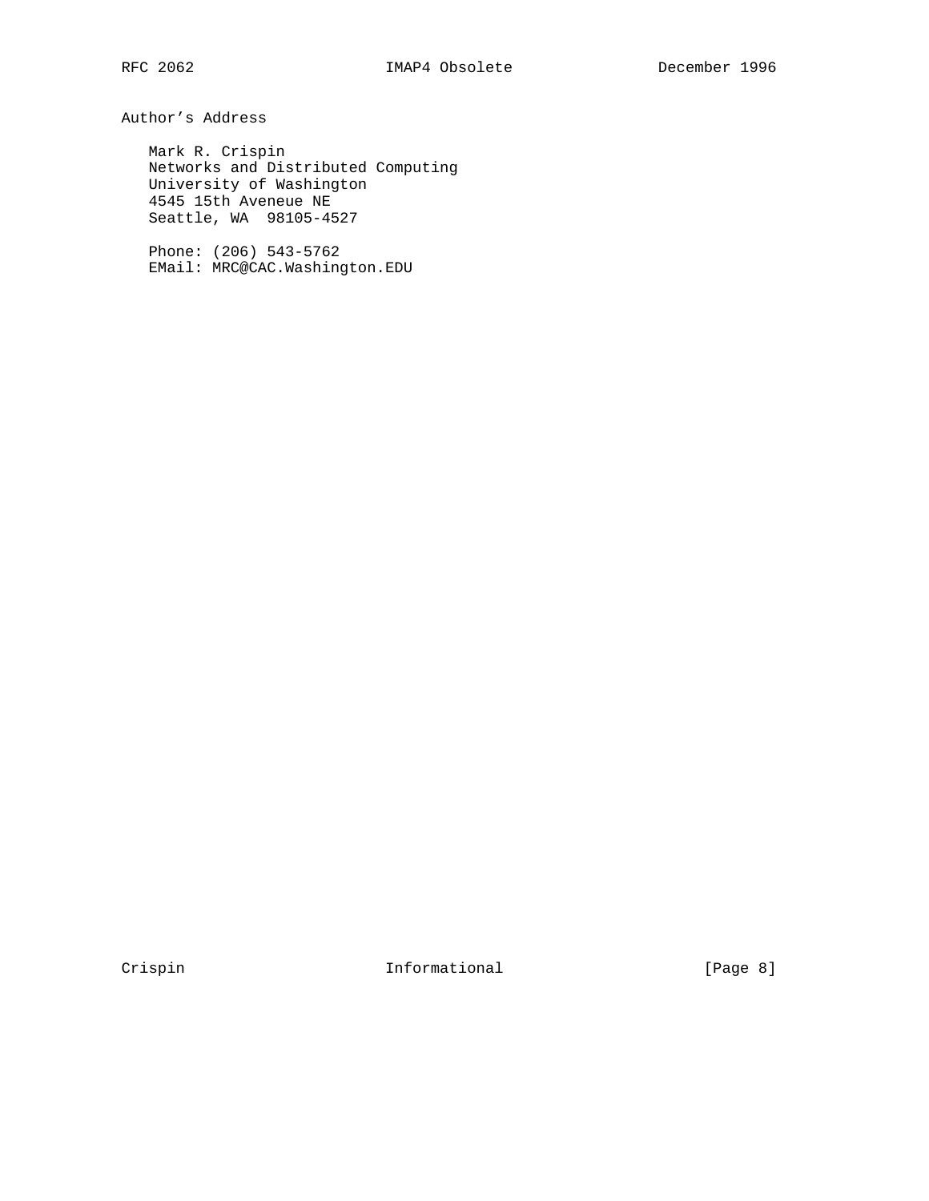## Author's Address

Mark R. Crispin
Networks and Distributed Computing
University of Washington
4545 15th Aveneue NE
Seattle, WA  98105-4527

Phone: (206) 543-5762
EMail: MRC@CAC.Washington.EDU